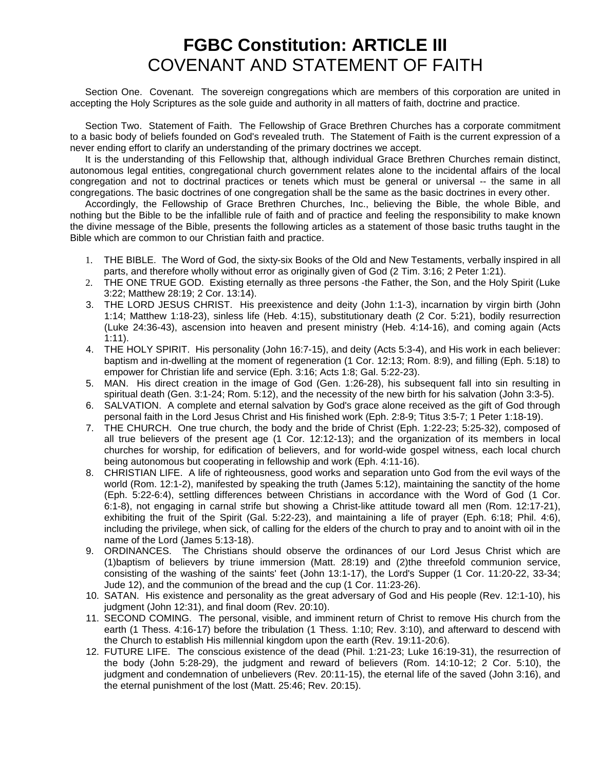# FGBC Constitution: ARTICLE III
## COVENANT AND STATEMENT OF FAITH

Section One. Covenant. The sovereign congregations which are members of this corporation are united in accepting the Holy Scriptures as the sole guide and authority in all matters of faith, doctrine and practice.

Section Two. Statement of Faith. The Fellowship of Grace Brethren Churches has a corporate commitment to a basic body of beliefs founded on God's revealed truth. The Statement of Faith is the current expression of a never ending effort to clarify an understanding of the primary doctrines we accept.

It is the understanding of this Fellowship that, although individual Grace Brethren Churches remain distinct, autonomous legal entities, congregational church government relates alone to the incidental affairs of the local congregation and not to doctrinal practices or tenets which must be general or universal -- the same in all congregations. The basic doctrines of one congregation shall be the same as the basic doctrines in every other.

Accordingly, the Fellowship of Grace Brethren Churches, Inc., believing the Bible, the whole Bible, and nothing but the Bible to be the infallible rule of faith and of practice and feeling the responsibility to make known the divine message of the Bible, presents the following articles as a statement of those basic truths taught in the Bible which are common to our Christian faith and practice.

1. THE BIBLE. The Word of God, the sixty-six Books of the Old and New Testaments, verbally inspired in all parts, and therefore wholly without error as originally given of God (2 Tim. 3:16; 2 Peter 1:21).
2. THE ONE TRUE GOD. Existing eternally as three persons -the Father, the Son, and the Holy Spirit (Luke 3:22; Matthew 28:19; 2 Cor. 13:14).
3. THE LORD JESUS CHRIST. His preexistence and deity (John 1:1-3), incarnation by virgin birth (John 1:14; Matthew 1:18-23), sinless life (Heb. 4:15), substitutionary death (2 Cor. 5:21), bodily resurrection (Luke 24:36-43), ascension into heaven and present ministry (Heb. 4:14-16), and coming again (Acts 1:11).
4. THE HOLY SPIRIT. His personality (John 16:7-15), and deity (Acts 5:3-4), and His work in each believer: baptism and in-dwelling at the moment of regeneration (1 Cor. 12:13; Rom. 8:9), and filling (Eph. 5:18) to empower for Christian life and service (Eph. 3:16; Acts 1:8; Gal. 5:22-23).
5. MAN. His direct creation in the image of God (Gen. 1:26-28), his subsequent fall into sin resulting in spiritual death (Gen. 3:1-24; Rom. 5:12), and the necessity of the new birth for his salvation (John 3:3-5).
6. SALVATION. A complete and eternal salvation by God's grace alone received as the gift of God through personal faith in the Lord Jesus Christ and His finished work (Eph. 2:8-9; Titus 3:5-7; 1 Peter 1:18-19).
7. THE CHURCH. One true church, the body and the bride of Christ (Eph. 1:22-23; 5:25-32), composed of all true believers of the present age (1 Cor. 12:12-13); and the organization of its members in local churches for worship, for edification of believers, and for world-wide gospel witness, each local church being autonomous but cooperating in fellowship and work (Eph. 4:11-16).
8. CHRISTIAN LIFE. A life of righteousness, good works and separation unto God from the evil ways of the world (Rom. 12:1-2), manifested by speaking the truth (James 5:12), maintaining the sanctity of the home (Eph. 5:22-6:4), settling differences between Christians in accordance with the Word of God (1 Cor. 6:1-8), not engaging in carnal strife but showing a Christ-like attitude toward all men (Rom. 12:17-21), exhibiting the fruit of the Spirit (Gal. 5:22-23), and maintaining a life of prayer (Eph. 6:18; Phil. 4:6), including the privilege, when sick, of calling for the elders of the church to pray and to anoint with oil in the name of the Lord (James 5:13-18).
9. ORDINANCES. The Christians should observe the ordinances of our Lord Jesus Christ which are (1)baptism of believers by triune immersion (Matt. 28:19) and (2)the threefold communion service, consisting of the washing of the saints' feet (John 13:1-17), the Lord's Supper (1 Cor. 11:20-22, 33-34; Jude 12), and the communion of the bread and the cup (1 Cor. 11:23-26).
10. SATAN. His existence and personality as the great adversary of God and His people (Rev. 12:1-10), his judgment (John 12:31), and final doom (Rev. 20:10).
11. SECOND COMING. The personal, visible, and imminent return of Christ to remove His church from the earth (1 Thess. 4:16-17) before the tribulation (1 Thess. 1:10; Rev. 3:10), and afterward to descend with the Church to establish His millennial kingdom upon the earth (Rev. 19:11-20:6).
12. FUTURE LIFE. The conscious existence of the dead (Phil. 1:21-23; Luke 16:19-31), the resurrection of the body (John 5:28-29), the judgment and reward of believers (Rom. 14:10-12; 2 Cor. 5:10), the judgment and condemnation of unbelievers (Rev. 20:11-15), the eternal life of the saved (John 3:16), and the eternal punishment of the lost (Matt. 25:46; Rev. 20:15).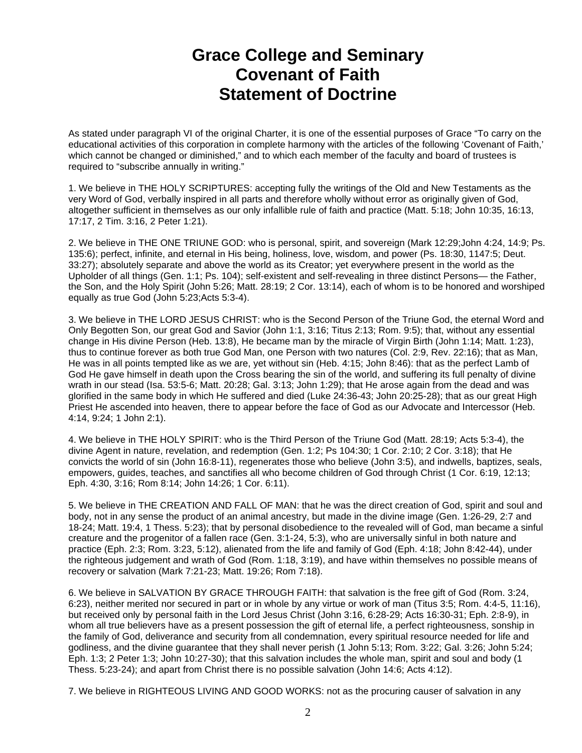# Grace College and Seminary
# Covenant of Faith
# Statement of Doctrine

As stated under paragraph VI of the original Charter, it is one of the essential purposes of Grace "To carry on the educational activities of this corporation in complete harmony with the articles of the following 'Covenant of Faith,' which cannot be changed or diminished," and to which each member of the faculty and board of trustees is required to "subscribe annually in writing."

1. We believe in THE HOLY SCRIPTURES: accepting fully the writings of the Old and New Testaments as the very Word of God, verbally inspired in all parts and therefore wholly without error as originally given of God, altogether sufficient in themselves as our only infallible rule of faith and practice (Matt. 5:18; John 10:35, 16:13, 17:17, 2 Tim. 3:16, 2 Peter 1:21).

2. We believe in THE ONE TRIUNE GOD: who is personal, spirit, and sovereign (Mark 12:29;John 4:24, 14:9; Ps. 135:6); perfect, infinite, and eternal in His being, holiness, love, wisdom, and power (Ps. 18:30, 1147:5; Deut. 33:27); absolutely separate and above the world as its Creator; yet everywhere present in the world as the Upholder of all things (Gen. 1:1; Ps. 104); self-existent and self-revealing in three distinct Persons— the Father, the Son, and the Holy Spirit (John 5:26; Matt. 28:19; 2 Cor. 13:14), each of whom is to be honored and worshiped equally as true God (John 5:23;Acts 5:3-4).

3. We believe in THE LORD JESUS CHRIST: who is the Second Person of the Triune God, the eternal Word and Only Begotten Son, our great God and Savior (John 1:1, 3:16; Titus 2:13; Rom. 9:5); that, without any essential change in His divine Person (Heb. 13:8), He became man by the miracle of Virgin Birth (John 1:14; Matt. 1:23), thus to continue forever as both true God Man, one Person with two natures (Col. 2:9, Rev. 22:16); that as Man, He was in all points tempted like as we are, yet without sin (Heb. 4:15; John 8:46): that as the perfect Lamb of God He gave himself in death upon the Cross bearing the sin of the world, and suffering its full penalty of divine wrath in our stead (Isa. 53:5-6; Matt. 20:28; Gal. 3:13; John 1:29); that He arose again from the dead and was glorified in the same body in which He suffered and died (Luke 24:36-43; John 20:25-28); that as our great High Priest He ascended into heaven, there to appear before the face of God as our Advocate and Intercessor (Heb. 4:14, 9:24; 1 John 2:1).

4. We believe in THE HOLY SPIRIT: who is the Third Person of the Triune God (Matt. 28:19; Acts 5:3-4), the divine Agent in nature, revelation, and redemption (Gen. 1:2; Ps 104:30; 1 Cor. 2:10; 2 Cor. 3:18); that He convicts the world of sin (John 16:8-11), regenerates those who believe (John 3:5), and indwells, baptizes, seals, empowers, guides, teaches, and sanctifies all who become children of God through Christ (1 Cor. 6:19, 12:13; Eph. 4:30, 3:16; Rom 8:14; John 14:26; 1 Cor. 6:11).

5. We believe in THE CREATION AND FALL OF MAN: that he was the direct creation of God, spirit and soul and body, not in any sense the product of an animal ancestry, but made in the divine image (Gen. 1:26-29, 2:7 and 18-24; Matt. 19:4, 1 Thess. 5:23); that by personal disobedience to the revealed will of God, man became a sinful creature and the progenitor of a fallen race (Gen. 3:1-24, 5:3), who are universally sinful in both nature and practice (Eph. 2:3; Rom. 3:23, 5:12), alienated from the life and family of God (Eph. 4:18; John 8:42-44), under the righteous judgement and wrath of God (Rom. 1:18, 3:19), and have within themselves no possible means of recovery or salvation (Mark 7:21-23; Matt. 19:26; Rom 7:18).

6. We believe in SALVATION BY GRACE THROUGH FAITH: that salvation is the free gift of God (Rom. 3:24, 6:23), neither merited nor secured in part or in whole by any virtue or work of man (Titus 3:5; Rom. 4:4-5, 11:16), but received only by personal faith in the Lord Jesus Christ (John 3:16, 6:28-29; Acts 16:30-31; Eph. 2:8-9), in whom all true believers have as a present possession the gift of eternal life, a perfect righteousness, sonship in the family of God, deliverance and security from all condemnation, every spiritual resource needed for life and godliness, and the divine guarantee that they shall never perish (1 John 5:13; Rom. 3:22; Gal. 3:26; John 5:24; Eph. 1:3; 2 Peter 1:3; John 10:27-30); that this salvation includes the whole man, spirit and soul and body (1 Thess. 5:23-24); and apart from Christ there is no possible salvation (John 14:6; Acts 4:12).

7. We believe in RIGHTEOUS LIVING AND GOOD WORKS: not as the procuring causer of salvation in any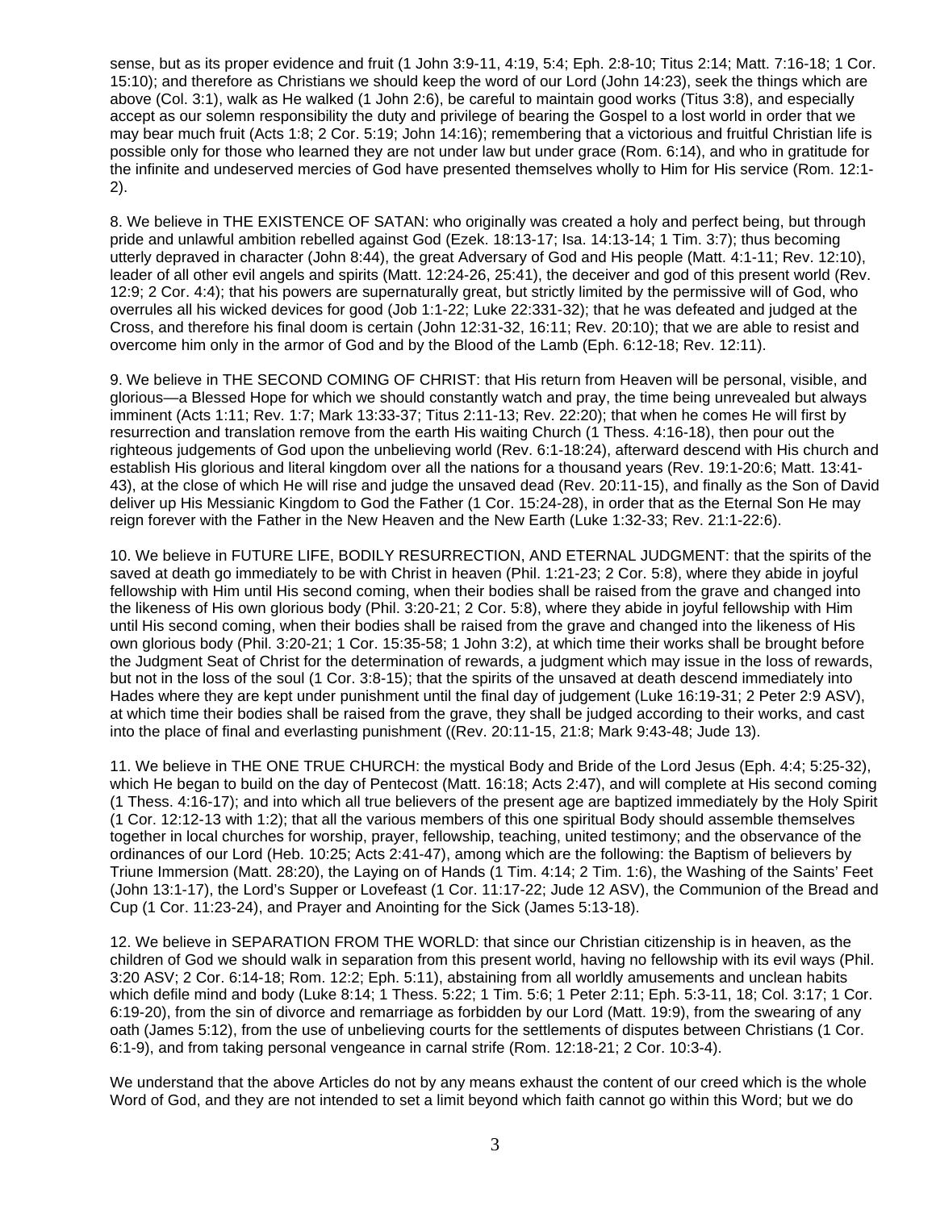sense, but as its proper evidence and fruit (1 John 3:9-11, 4:19, 5:4; Eph. 2:8-10; Titus 2:14; Matt. 7:16-18; 1 Cor. 15:10); and therefore as Christians we should keep the word of our Lord (John 14:23), seek the things which are above (Col. 3:1), walk as He walked (1 John 2:6), be careful to maintain good works (Titus 3:8), and especially accept as our solemn responsibility the duty and privilege of bearing the Gospel to a lost world in order that we may bear much fruit (Acts 1:8; 2 Cor. 5:19; John 14:16); remembering that a victorious and fruitful Christian life is possible only for those who learned they are not under law but under grace (Rom. 6:14), and who in gratitude for the infinite and undeserved mercies of God have presented themselves wholly to Him for His service (Rom. 12:1-2).

8. We believe in THE EXISTENCE OF SATAN: who originally was created a holy and perfect being, but through pride and unlawful ambition rebelled against God (Ezek. 18:13-17; Isa. 14:13-14; 1 Tim. 3:7); thus becoming utterly depraved in character (John 8:44), the great Adversary of God and His people (Matt. 4:1-11; Rev. 12:10), leader of all other evil angels and spirits (Matt. 12:24-26, 25:41), the deceiver and god of this present world (Rev. 12:9; 2 Cor. 4:4); that his powers are supernaturally great, but strictly limited by the permissive will of God, who overrules all his wicked devices for good (Job 1:1-22; Luke 22:331-32); that he was defeated and judged at the Cross, and therefore his final doom is certain (John 12:31-32, 16:11; Rev. 20:10); that we are able to resist and overcome him only in the armor of God and by the Blood of the Lamb (Eph. 6:12-18; Rev. 12:11).

9. We believe in THE SECOND COMING OF CHRIST: that His return from Heaven will be personal, visible, and glorious—a Blessed Hope for which we should constantly watch and pray, the time being unrevealed but always imminent (Acts 1:11; Rev. 1:7; Mark 13:33-37; Titus 2:11-13; Rev. 22:20); that when he comes He will first by resurrection and translation remove from the earth His waiting Church (1 Thess. 4:16-18), then pour out the righteous judgements of God upon the unbelieving world (Rev. 6:1-18:24), afterward descend with His church and establish His glorious and literal kingdom over all the nations for a thousand years (Rev. 19:1-20:6; Matt. 13:41-43), at the close of which He will rise and judge the unsaved dead (Rev. 20:11-15), and finally as the Son of David deliver up His Messianic Kingdom to God the Father (1 Cor. 15:24-28), in order that as the Eternal Son He may reign forever with the Father in the New Heaven and the New Earth (Luke 1:32-33; Rev. 21:1-22:6).

10. We believe in FUTURE LIFE, BODILY RESURRECTION, AND ETERNAL JUDGMENT: that the spirits of the saved at death go immediately to be with Christ in heaven (Phil. 1:21-23; 2 Cor. 5:8), where they abide in joyful fellowship with Him until His second coming, when their bodies shall be raised from the grave and changed into the likeness of His own glorious body (Phil. 3:20-21; 2 Cor. 5:8), where they abide in joyful fellowship with Him until His second coming, when their bodies shall be raised from the grave and changed into the likeness of His own glorious body (Phil. 3:20-21; 1 Cor. 15:35-58; 1 John 3:2), at which time their works shall be brought before the Judgment Seat of Christ for the determination of rewards, a judgment which may issue in the loss of rewards, but not in the loss of the soul (1 Cor. 3:8-15); that the spirits of the unsaved at death descend immediately into Hades where they are kept under punishment until the final day of judgement (Luke 16:19-31; 2 Peter 2:9 ASV), at which time their bodies shall be raised from the grave, they shall be judged according to their works, and cast into the place of final and everlasting punishment ((Rev. 20:11-15, 21:8; Mark 9:43-48; Jude 13).

11. We believe in THE ONE TRUE CHURCH: the mystical Body and Bride of the Lord Jesus (Eph. 4:4; 5:25-32), which He began to build on the day of Pentecost (Matt. 16:18; Acts 2:47), and will complete at His second coming (1 Thess. 4:16-17); and into which all true believers of the present age are baptized immediately by the Holy Spirit (1 Cor. 12:12-13 with 1:2); that all the various members of this one spiritual Body should assemble themselves together in local churches for worship, prayer, fellowship, teaching, united testimony; and the observance of the ordinances of our Lord (Heb. 10:25; Acts 2:41-47), among which are the following: the Baptism of believers by Triune Immersion (Matt. 28:20), the Laying on of Hands (1 Tim. 4:14; 2 Tim. 1:6), the Washing of the Saints' Feet (John 13:1-17), the Lord's Supper or Lovefeast (1 Cor. 11:17-22; Jude 12 ASV), the Communion of the Bread and Cup (1 Cor. 11:23-24), and Prayer and Anointing for the Sick (James 5:13-18).

12. We believe in SEPARATION FROM THE WORLD: that since our Christian citizenship is in heaven, as the children of God we should walk in separation from this present world, having no fellowship with its evil ways (Phil. 3:20 ASV; 2 Cor. 6:14-18; Rom. 12:2; Eph. 5:11), abstaining from all worldly amusements and unclean habits which defile mind and body (Luke 8:14; 1 Thess. 5:22; 1 Tim. 5:6; 1 Peter 2:11; Eph. 5:3-11, 18; Col. 3:17; 1 Cor. 6:19-20), from the sin of divorce and remarriage as forbidden by our Lord (Matt. 19:9), from the swearing of any oath (James 5:12), from the use of unbelieving courts for the settlements of disputes between Christians (1 Cor. 6:1-9), and from taking personal vengeance in carnal strife (Rom. 12:18-21; 2 Cor. 10:3-4).

We understand that the above Articles do not by any means exhaust the content of our creed which is the whole Word of God, and they are not intended to set a limit beyond which faith cannot go within this Word; but we do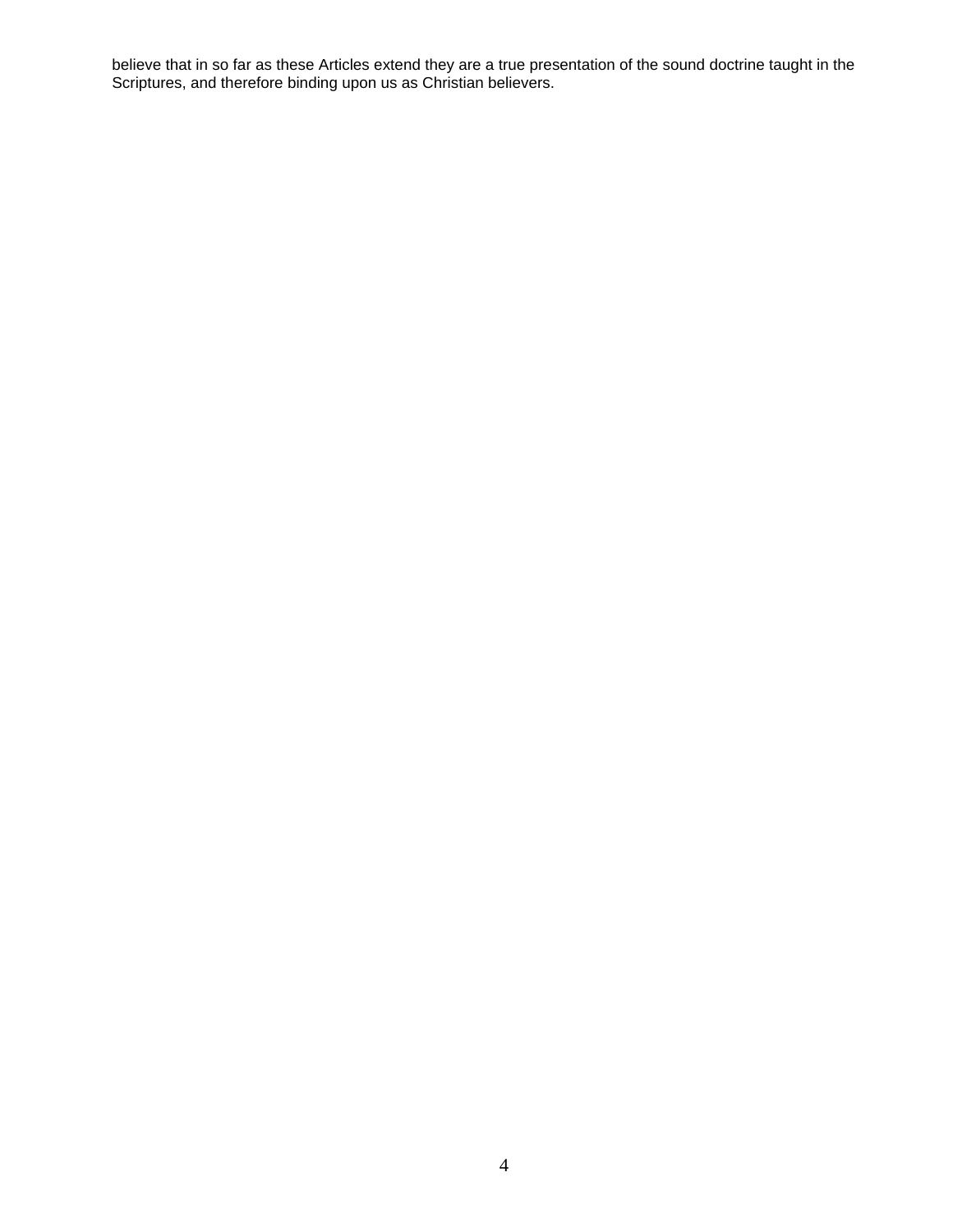believe that in so far as these Articles extend they are a true presentation of the sound doctrine taught in the Scriptures, and therefore binding upon us as Christian believers.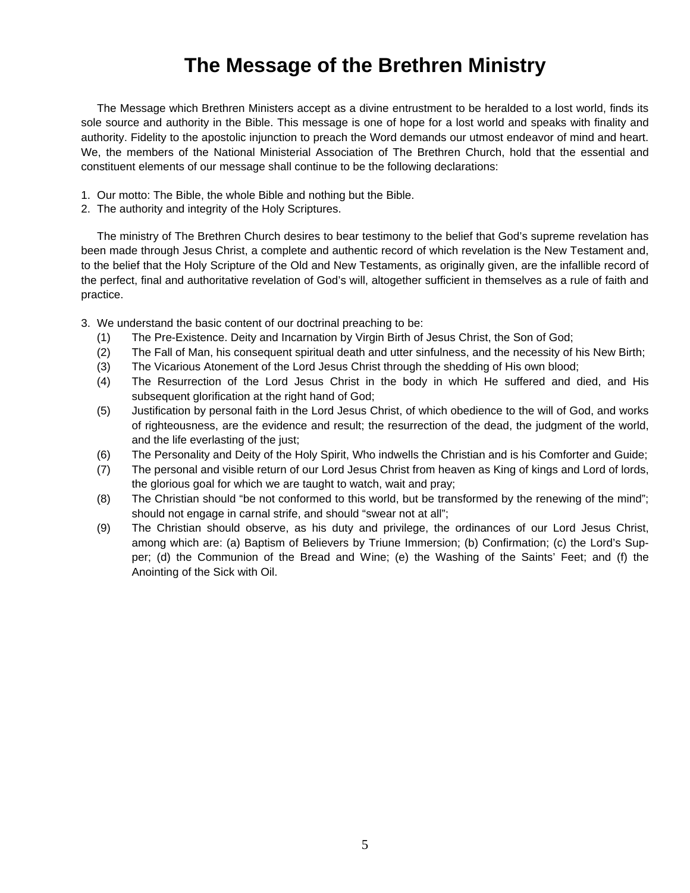# The Message of the Brethren Ministry

The Message which Brethren Ministers accept as a divine entrustment to be heralded to a lost world, finds its sole source and authority in the Bible. This message is one of hope for a lost world and speaks with finality and authority. Fidelity to the apostolic injunction to preach the Word demands our utmost endeavor of mind and heart. We, the members of the National Ministerial Association of The Brethren Church, hold that the essential and constituent elements of our message shall continue to be the following declarations:

1. Our motto: The Bible, the whole Bible and nothing but the Bible.
2. The authority and integrity of the Holy Scriptures.

The ministry of The Brethren Church desires to bear testimony to the belief that God's supreme revelation has been made through Jesus Christ, a complete and authentic record of which revelation is the New Testament and, to the belief that the Holy Scripture of the Old and New Testaments, as originally given, are the infallible record of the perfect, final and authoritative revelation of God's will, altogether sufficient in themselves as a rule of faith and practice.

3. We understand the basic content of our doctrinal preaching to be:
   (1) The Pre-Existence. Deity and Incarnation by Virgin Birth of Jesus Christ, the Son of God;
   (2) The Fall of Man, his consequent spiritual death and utter sinfulness, and the necessity of his New Birth;
   (3) The Vicarious Atonement of the Lord Jesus Christ through the shedding of His own blood;
   (4) The Resurrection of the Lord Jesus Christ in the body in which He suffered and died, and His subsequent glorification at the right hand of God;
   (5) Justification by personal faith in the Lord Jesus Christ, of which obedience to the will of God, and works of righteousness, are the evidence and result; the resurrection of the dead, the judgment of the world, and the life everlasting of the just;
   (6) The Personality and Deity of the Holy Spirit, Who indwells the Christian and is his Comforter and Guide;
   (7) The personal and visible return of our Lord Jesus Christ from heaven as King of kings and Lord of lords, the glorious goal for which we are taught to watch, wait and pray;
   (8) The Christian should "be not conformed to this world, but be transformed by the renewing of the mind"; should not engage in carnal strife, and should "swear not at all";
   (9) The Christian should observe, as his duty and privilege, the ordinances of our Lord Jesus Christ, among which are: (a) Baptism of Believers by Triune Immersion; (b) Confirmation; (c) the Lord's Supper; (d) the Communion of the Bread and Wine; (e) the Washing of the Saints' Feet; and (f) the Anointing of the Sick with Oil.